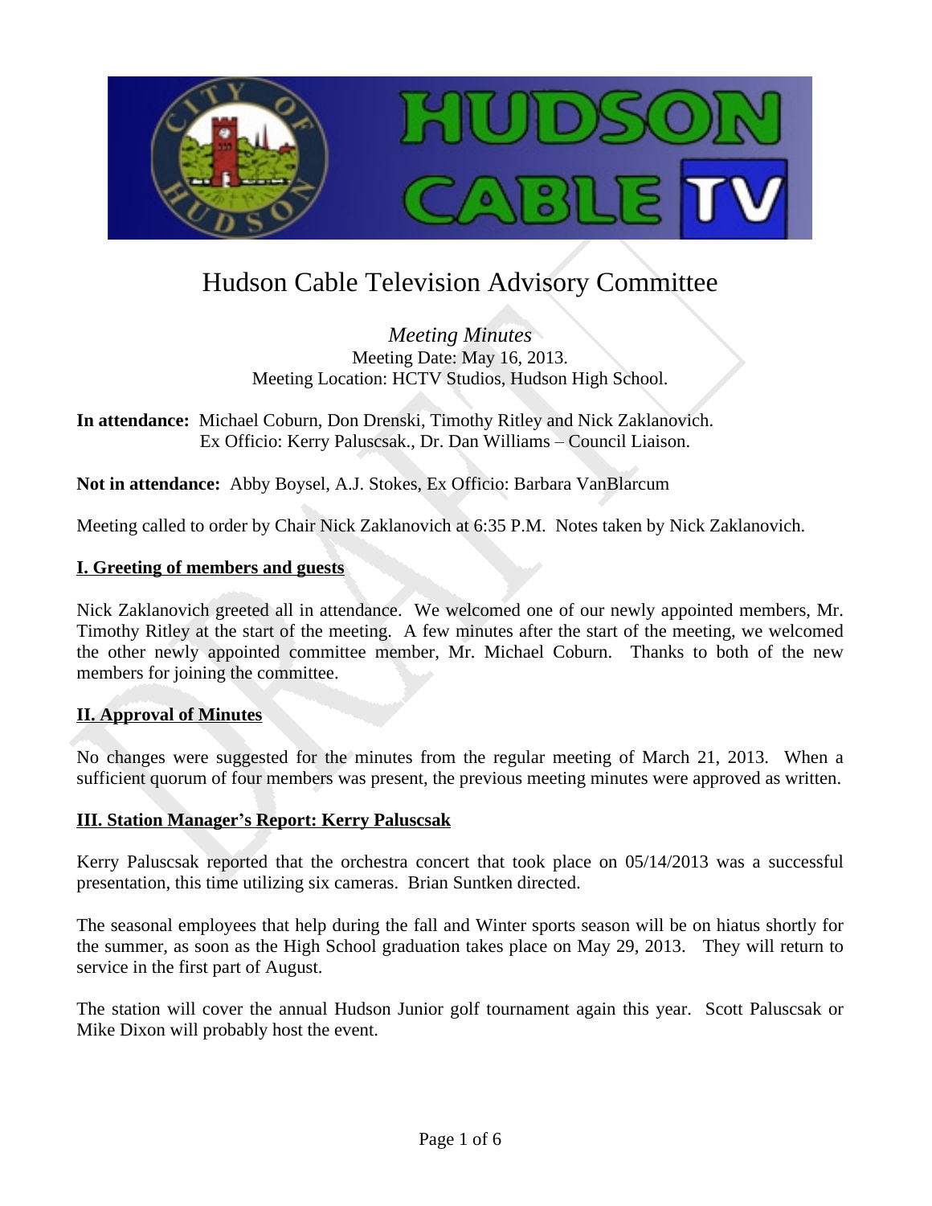# Hudson Cable Television Advisory Committee

*Meeting Minutes*
Meeting Date: May 16, 2013.
Meeting Location: HCTV Studios, Hudson High School.

**In attendance:** Michael Coburn, Don Drenski, Timothy Ritley and Nick Zaklanovich.
Ex Officio: Kerry Paluscsak., Dr. Dan Williams – Council Liaison.

**Not in attendance:** Abby Boysel, A.J. Stokes, Ex Officio: Barbara VanBlarcum

Meeting called to order by Chair Nick Zaklanovich at 6:35 P.M. Notes taken by Nick Zaklanovich.

## I. Greeting of members and guests

Nick Zaklanovich greeted all in attendance. We welcomed one of our newly appointed members, Mr. Timothy Ritley at the start of the meeting. A few minutes after the start of the meeting, we welcomed the other newly appointed committee member, Mr. Michael Coburn. Thanks to both of the new members for joining the committee.

## II. Approval of Minutes

No changes were suggested for the minutes from the regular meeting of March 21, 2013. When a sufficient quorum of four members was present, the previous meeting minutes were approved as written.

## III. Station Manager's Report: Kerry Paluscsak

Kerry Paluscsak reported that the orchestra concert that took place on 05/14/2013 was a successful presentation, this time utilizing six cameras. Brian Suntken directed.

The seasonal employees that help during the fall and Winter sports season will be on hiatus shortly for the summer, as soon as the High School graduation takes place on May 29, 2013. They will return to service in the first part of August.

The station will cover the annual Hudson Junior golf tournament again this year. Scott Paluscsak or Mike Dixon will probably host the event.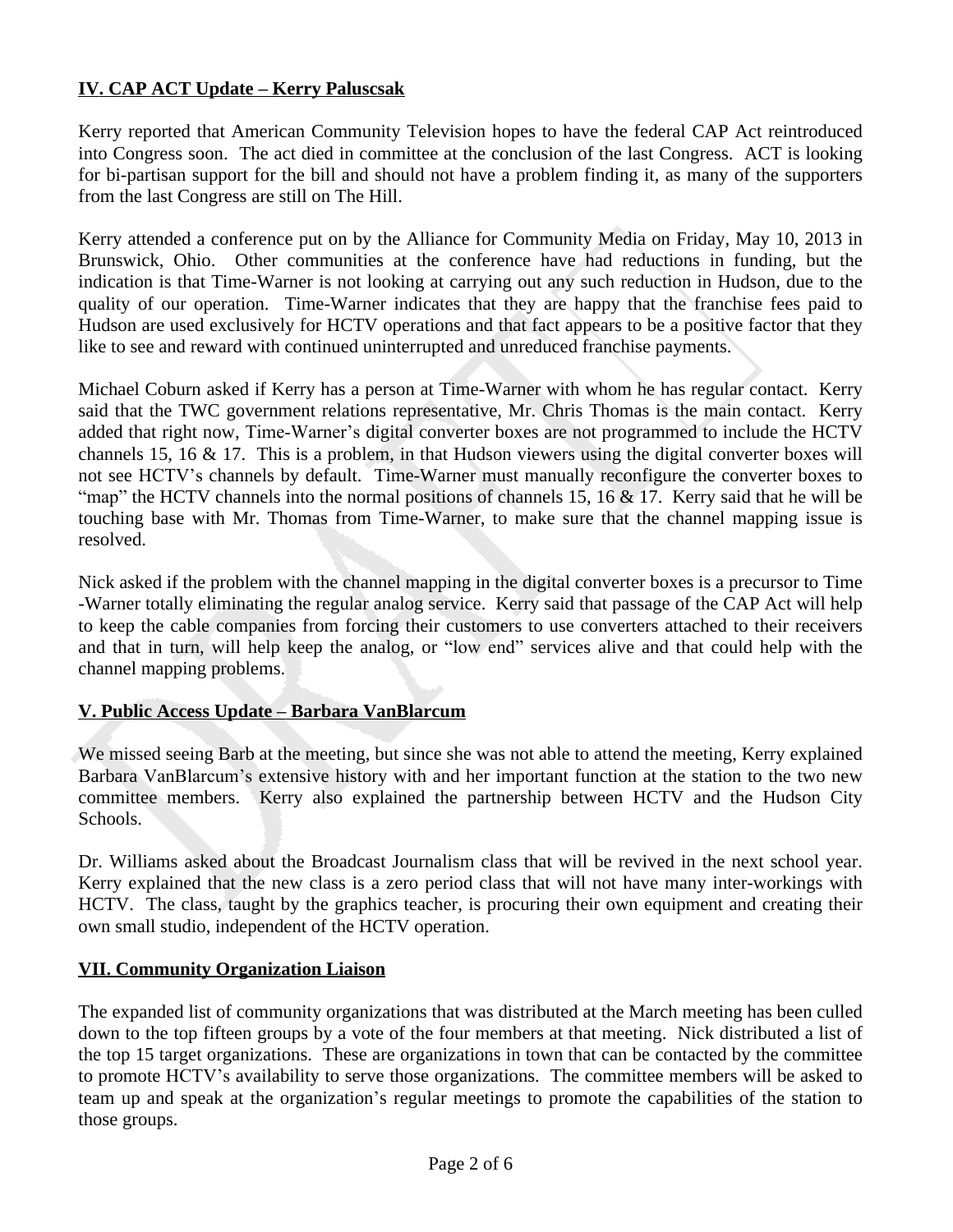## IV. CAP ACT Update – Kerry Paluscsak

Kerry reported that American Community Television hopes to have the federal CAP Act reintroduced into Congress soon. The act died in committee at the conclusion of the last Congress. ACT is looking for bi-partisan support for the bill and should not have a problem finding it, as many of the supporters from the last Congress are still on The Hill.

Kerry attended a conference put on by the Alliance for Community Media on Friday, May 10, 2013 in Brunswick, Ohio. Other communities at the conference have had reductions in funding, but the indication is that Time-Warner is not looking at carrying out any such reduction in Hudson, due to the quality of our operation. Time-Warner indicates that they are happy that the franchise fees paid to Hudson are used exclusively for HCTV operations and that fact appears to be a positive factor that they like to see and reward with continued uninterrupted and unreduced franchise payments.

Michael Coburn asked if Kerry has a person at Time-Warner with whom he has regular contact. Kerry said that the TWC government relations representative, Mr. Chris Thomas is the main contact. Kerry added that right now, Time-Warner's digital converter boxes are not programmed to include the HCTV channels 15, 16 & 17. This is a problem, in that Hudson viewers using the digital converter boxes will not see HCTV's channels by default. Time-Warner must manually reconfigure the converter boxes to "map" the HCTV channels into the normal positions of channels 15, 16 & 17. Kerry said that he will be touching base with Mr. Thomas from Time-Warner, to make sure that the channel mapping issue is resolved.

Nick asked if the problem with the channel mapping in the digital converter boxes is a precursor to Time -Warner totally eliminating the regular analog service. Kerry said that passage of the CAP Act will help to keep the cable companies from forcing their customers to use converters attached to their receivers and that in turn, will help keep the analog, or "low end" services alive and that could help with the channel mapping problems.

## V. Public Access Update – Barbara VanBlarcum

We missed seeing Barb at the meeting, but since she was not able to attend the meeting, Kerry explained Barbara VanBlarcum's extensive history with and her important function at the station to the two new committee members. Kerry also explained the partnership between HCTV and the Hudson City Schools.

Dr. Williams asked about the Broadcast Journalism class that will be revived in the next school year. Kerry explained that the new class is a zero period class that will not have many inter-workings with HCTV. The class, taught by the graphics teacher, is procuring their own equipment and creating their own small studio, independent of the HCTV operation.

## VII. Community Organization Liaison

The expanded list of community organizations that was distributed at the March meeting has been culled down to the top fifteen groups by a vote of the four members at that meeting. Nick distributed a list of the top 15 target organizations. These are organizations in town that can be contacted by the committee to promote HCTV's availability to serve those organizations. The committee members will be asked to team up and speak at the organization's regular meetings to promote the capabilities of the station to those groups.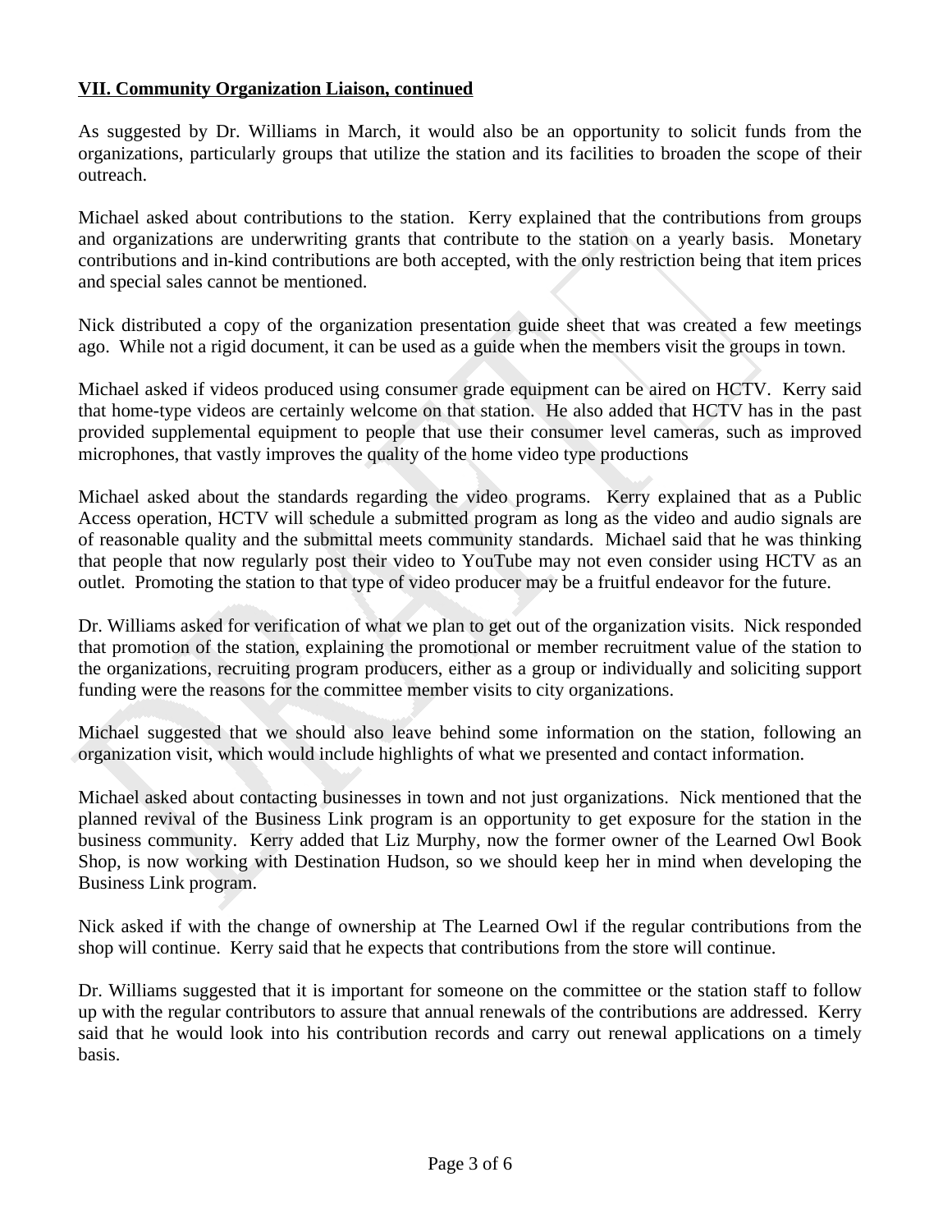## VII. Community Organization Liaison, continued

As suggested by Dr. Williams in March, it would also be an opportunity to solicit funds from the organizations, particularly groups that utilize the station and its facilities to broaden the scope of their outreach.

Michael asked about contributions to the station. Kerry explained that the contributions from groups and organizations are underwriting grants that contribute to the station on a yearly basis. Monetary contributions and in-kind contributions are both accepted, with the only restriction being that item prices and special sales cannot be mentioned.

Nick distributed a copy of the organization presentation guide sheet that was created a few meetings ago. While not a rigid document, it can be used as a guide when the members visit the groups in town.

Michael asked if videos produced using consumer grade equipment can be aired on HCTV. Kerry said that home-type videos are certainly welcome on that station. He also added that HCTV has in the past provided supplemental equipment to people that use their consumer level cameras, such as improved microphones, that vastly improves the quality of the home video type productions

Michael asked about the standards regarding the video programs. Kerry explained that as a Public Access operation, HCTV will schedule a submitted program as long as the video and audio signals are of reasonable quality and the submittal meets community standards. Michael said that he was thinking that people that now regularly post their video to YouTube may not even consider using HCTV as an outlet. Promoting the station to that type of video producer may be a fruitful endeavor for the future.

Dr. Williams asked for verification of what we plan to get out of the organization visits. Nick responded that promotion of the station, explaining the promotional or member recruitment value of the station to the organizations, recruiting program producers, either as a group or individually and soliciting support funding were the reasons for the committee member visits to city organizations.

Michael suggested that we should also leave behind some information on the station, following an organization visit, which would include highlights of what we presented and contact information.

Michael asked about contacting businesses in town and not just organizations. Nick mentioned that the planned revival of the Business Link program is an opportunity to get exposure for the station in the business community. Kerry added that Liz Murphy, now the former owner of the Learned Owl Book Shop, is now working with Destination Hudson, so we should keep her in mind when developing the Business Link program.

Nick asked if with the change of ownership at The Learned Owl if the regular contributions from the shop will continue. Kerry said that he expects that contributions from the store will continue.

Dr. Williams suggested that it is important for someone on the committee or the station staff to follow up with the regular contributors to assure that annual renewals of the contributions are addressed. Kerry said that he would look into his contribution records and carry out renewal applications on a timely basis.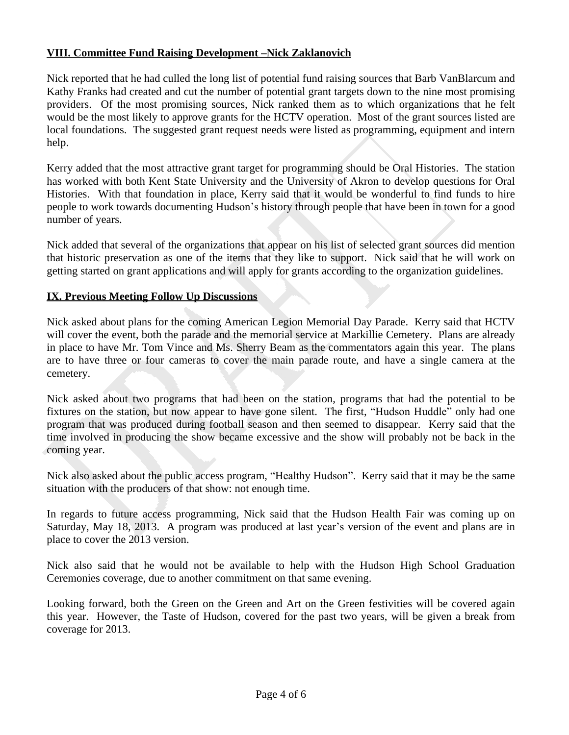## VIII. Committee Fund Raising Development –Nick Zaklanovich

Nick reported that he had culled the long list of potential fund raising sources that Barb VanBlarcum and Kathy Franks had created and cut the number of potential grant targets down to the nine most promising providers. Of the most promising sources, Nick ranked them as to which organizations that he felt would be the most likely to approve grants for the HCTV operation. Most of the grant sources listed are local foundations. The suggested grant request needs were listed as programming, equipment and intern help.

Kerry added that the most attractive grant target for programming should be Oral Histories. The station has worked with both Kent State University and the University of Akron to develop questions for Oral Histories. With that foundation in place, Kerry said that it would be wonderful to find funds to hire people to work towards documenting Hudson's history through people that have been in town for a good number of years.

Nick added that several of the organizations that appear on his list of selected grant sources did mention that historic preservation as one of the items that they like to support. Nick said that he will work on getting started on grant applications and will apply for grants according to the organization guidelines.

## IX. Previous Meeting Follow Up Discussions

Nick asked about plans for the coming American Legion Memorial Day Parade. Kerry said that HCTV will cover the event, both the parade and the memorial service at Markillie Cemetery. Plans are already in place to have Mr. Tom Vince and Ms. Sherry Beam as the commentators again this year. The plans are to have three or four cameras to cover the main parade route, and have a single camera at the cemetery.

Nick asked about two programs that had been on the station, programs that had the potential to be fixtures on the station, but now appear to have gone silent. The first, "Hudson Huddle" only had one program that was produced during football season and then seemed to disappear. Kerry said that the time involved in producing the show became excessive and the show will probably not be back in the coming year.

Nick also asked about the public access program, "Healthy Hudson". Kerry said that it may be the same situation with the producers of that show: not enough time.

In regards to future access programming, Nick said that the Hudson Health Fair was coming up on Saturday, May 18, 2013. A program was produced at last year's version of the event and plans are in place to cover the 2013 version.

Nick also said that he would not be available to help with the Hudson High School Graduation Ceremonies coverage, due to another commitment on that same evening.

Looking forward, both the Green on the Green and Art on the Green festivities will be covered again this year. However, the Taste of Hudson, covered for the past two years, will be given a break from coverage for 2013.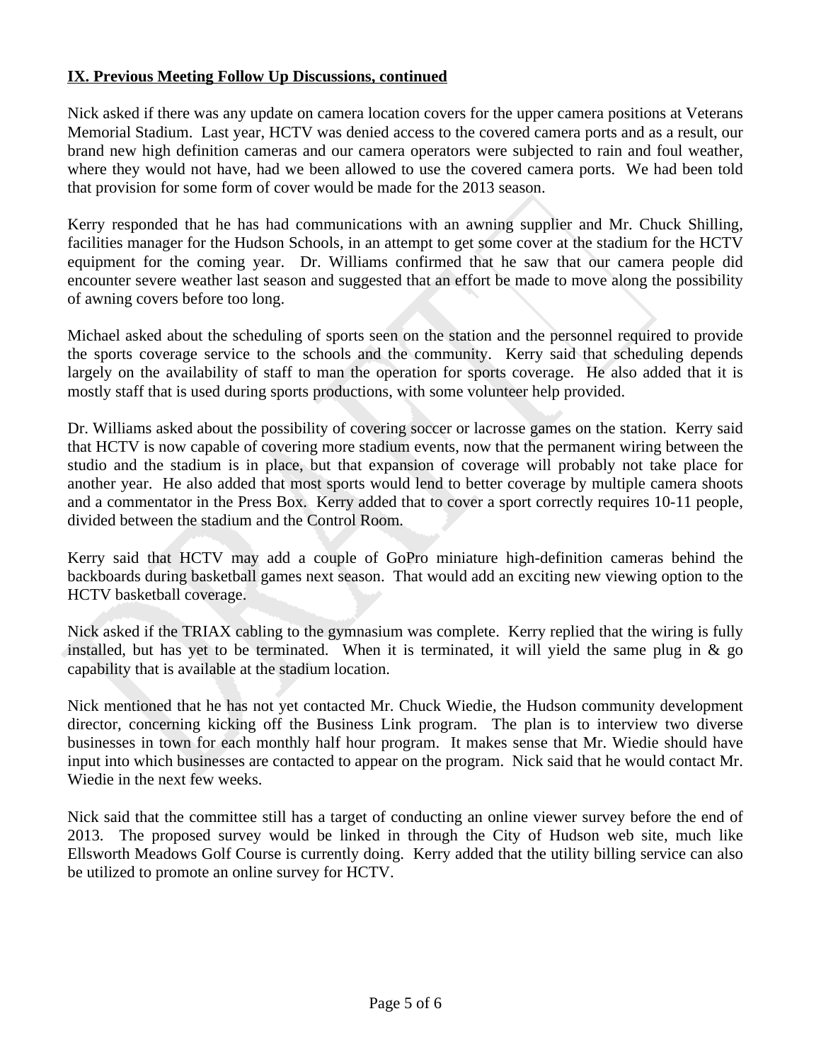**IX. Previous Meeting Follow Up Discussions, continued**

Nick asked if there was any update on camera location covers for the upper camera positions at Veterans Memorial Stadium. Last year, HCTV was denied access to the covered camera ports and as a result, our brand new high definition cameras and our camera operators were subjected to rain and foul weather, where they would not have, had we been allowed to use the covered camera ports. We had been told that provision for some form of cover would be made for the 2013 season.

Kerry responded that he has had communications with an awning supplier and Mr. Chuck Shilling, facilities manager for the Hudson Schools, in an attempt to get some cover at the stadium for the HCTV equipment for the coming year. Dr. Williams confirmed that he saw that our camera people did encounter severe weather last season and suggested that an effort be made to move along the possibility of awning covers before too long.

Michael asked about the scheduling of sports seen on the station and the personnel required to provide the sports coverage service to the schools and the community. Kerry said that scheduling depends largely on the availability of staff to man the operation for sports coverage. He also added that it is mostly staff that is used during sports productions, with some volunteer help provided.

Dr. Williams asked about the possibility of covering soccer or lacrosse games on the station. Kerry said that HCTV is now capable of covering more stadium events, now that the permanent wiring between the studio and the stadium is in place, but that expansion of coverage will probably not take place for another year. He also added that most sports would lend to better coverage by multiple camera shoots and a commentator in the Press Box. Kerry added that to cover a sport correctly requires 10-11 people, divided between the stadium and the Control Room.

Kerry said that HCTV may add a couple of GoPro miniature high-definition cameras behind the backboards during basketball games next season. That would add an exciting new viewing option to the HCTV basketball coverage.

Nick asked if the TRIAX cabling to the gymnasium was complete. Kerry replied that the wiring is fully installed, but has yet to be terminated. When it is terminated, it will yield the same plug in & go capability that is available at the stadium location.

Nick mentioned that he has not yet contacted Mr. Chuck Wiedie, the Hudson community development director, concerning kicking off the Business Link program. The plan is to interview two diverse businesses in town for each monthly half hour program. It makes sense that Mr. Wiedie should have input into which businesses are contacted to appear on the program. Nick said that he would contact Mr. Wiedie in the next few weeks.

Nick said that the committee still has a target of conducting an online viewer survey before the end of 2013. The proposed survey would be linked in through the City of Hudson web site, much like Ellsworth Meadows Golf Course is currently doing. Kerry added that the utility billing service can also be utilized to promote an online survey for HCTV.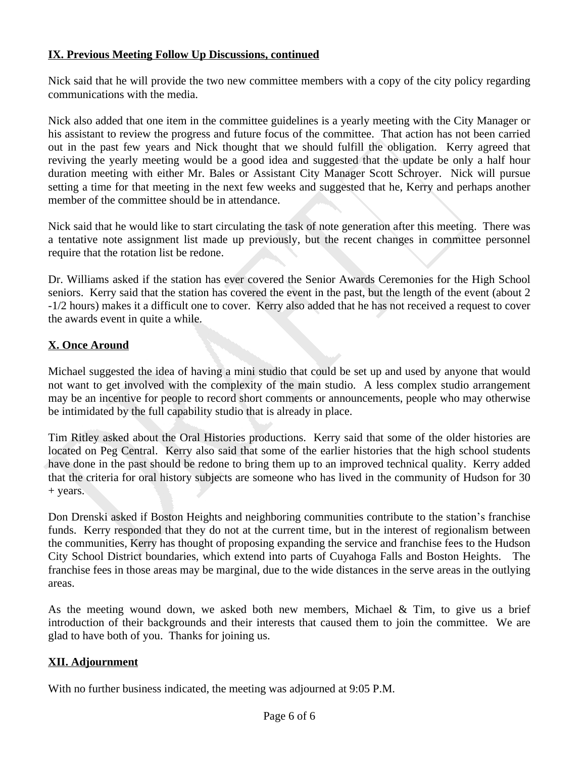## IX. Previous Meeting Follow Up Discussions, continued

Nick said that he will provide the two new committee members with a copy of the city policy regarding communications with the media.

Nick also added that one item in the committee guidelines is a yearly meeting with the City Manager or his assistant to review the progress and future focus of the committee. That action has not been carried out in the past few years and Nick thought that we should fulfill the obligation. Kerry agreed that reviving the yearly meeting would be a good idea and suggested that the update be only a half hour duration meeting with either Mr. Bales or Assistant City Manager Scott Schroyer. Nick will pursue setting a time for that meeting in the next few weeks and suggested that he, Kerry and perhaps another member of the committee should be in attendance.

Nick said that he would like to start circulating the task of note generation after this meeting. There was a tentative note assignment list made up previously, but the recent changes in committee personnel require that the rotation list be redone.

Dr. Williams asked if the station has ever covered the Senior Awards Ceremonies for the High School seniors. Kerry said that the station has covered the event in the past, but the length of the event (about 2 -1/2 hours) makes it a difficult one to cover. Kerry also added that he has not received a request to cover the awards event in quite a while.

## X. Once Around

Michael suggested the idea of having a mini studio that could be set up and used by anyone that would not want to get involved with the complexity of the main studio. A less complex studio arrangement may be an incentive for people to record short comments or announcements, people who may otherwise be intimidated by the full capability studio that is already in place.

Tim Ritley asked about the Oral Histories productions. Kerry said that some of the older histories are located on Peg Central. Kerry also said that some of the earlier histories that the high school students have done in the past should be redone to bring them up to an improved technical quality. Kerry added that the criteria for oral history subjects are someone who has lived in the community of Hudson for 30 + years.

Don Drenski asked if Boston Heights and neighboring communities contribute to the station's franchise funds. Kerry responded that they do not at the current time, but in the interest of regionalism between the communities, Kerry has thought of proposing expanding the service and franchise fees to the Hudson City School District boundaries, which extend into parts of Cuyahoga Falls and Boston Heights. The franchise fees in those areas may be marginal, due to the wide distances in the serve areas in the outlying areas.

As the meeting wound down, we asked both new members, Michael & Tim, to give us a brief introduction of their backgrounds and their interests that caused them to join the committee. We are glad to have both of you. Thanks for joining us.

## XII. Adjournment

With no further business indicated, the meeting was adjourned at 9:05 P.M.